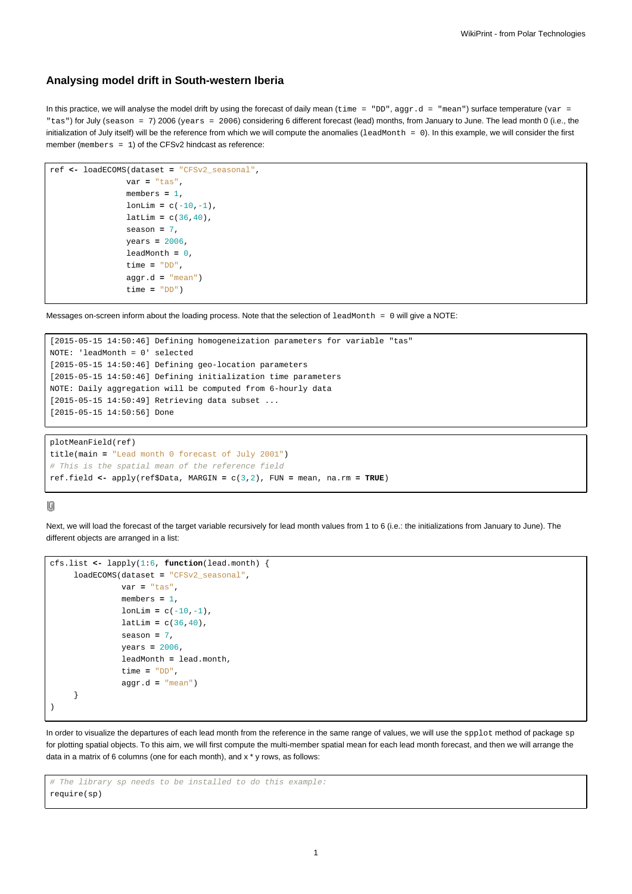## Analysing model drift in South-western Iberia

In this practice, we will analyse the model drift by using the forecast of daily mean (`time = "DD"`, `aggr.d = "mean"`) surface temperature (`var = "tas"`) for July (`season = 7`) 2006 (`years = 2006`) considering 6 different forecast (lead) months, from January to June. The lead month 0 (i.e., the initialization of July itself) will be the reference from which we will compute the anomalies (`leadMonth = 0`). In this example, we will consider the first member (`members = 1`) of the CFSv2 hindcast as reference:

```
ref <- loadECOMS(dataset = "CFSv2_seasonal",
                var = "tas",
                members = 1,
                lonLim = c(-10,-1),
                latLim = c(36,40),
                season = 7,
                years = 2006,
                leadMonth = 0,
                time = "DD",
                aggr.d = "mean")
                time = "DD")
```

Messages on-screen inform about the loading process. Note that the selection of `leadMonth = 0` will give a NOTE:

```
[2015-05-15 14:50:46] Defining homogeneization parameters for variable "tas"
NOTE: 'leadMonth = 0' selected
[2015-05-15 14:50:46] Defining geo-location parameters
[2015-05-15 14:50:46] Defining initialization time parameters
NOTE: Daily aggregation will be computed from 6-hourly data
[2015-05-15 14:50:49] Retrieving data subset ...
[2015-05-15 14:50:56] Done
```

```
plotMeanField(ref)
title(main = "Lead month 0 forecast of July 2001")
# This is the spatial mean of the reference field
ref.field <- apply(ref$Data, MARGIN = c(3,2), FUN = mean, na.rm = TRUE)
```

Next, we will load the forecast of the target variable recursively for lead month values from 1 to 6 (i.e.: the initializations from January to June). The different objects are arranged in a list:

```
cfs.list <- lapply(1:6, function(lead.month) {
     loadECOMS(dataset = "CFSv2_seasonal",
               var = "tas",
               members = 1,
               lonLim = c(-10,-1),
               latLim = c(36,40),
               season = 7,
               years = 2006,
               leadMonth = lead.month,
               time = "DD",
               aggr.d = "mean")
     }
)
```

In order to visualize the departures of each lead month from the reference in the same range of values, we will use the `spplot` method of package `sp` for plotting spatial objects. To this aim, we will first compute the multi-member spatial mean for each lead month forecast, and then we will arrange the data in a matrix of 6 columns (one for each month), and x * y rows, as follows:

```
# The library sp needs to be installed to do this example:
require(sp)
```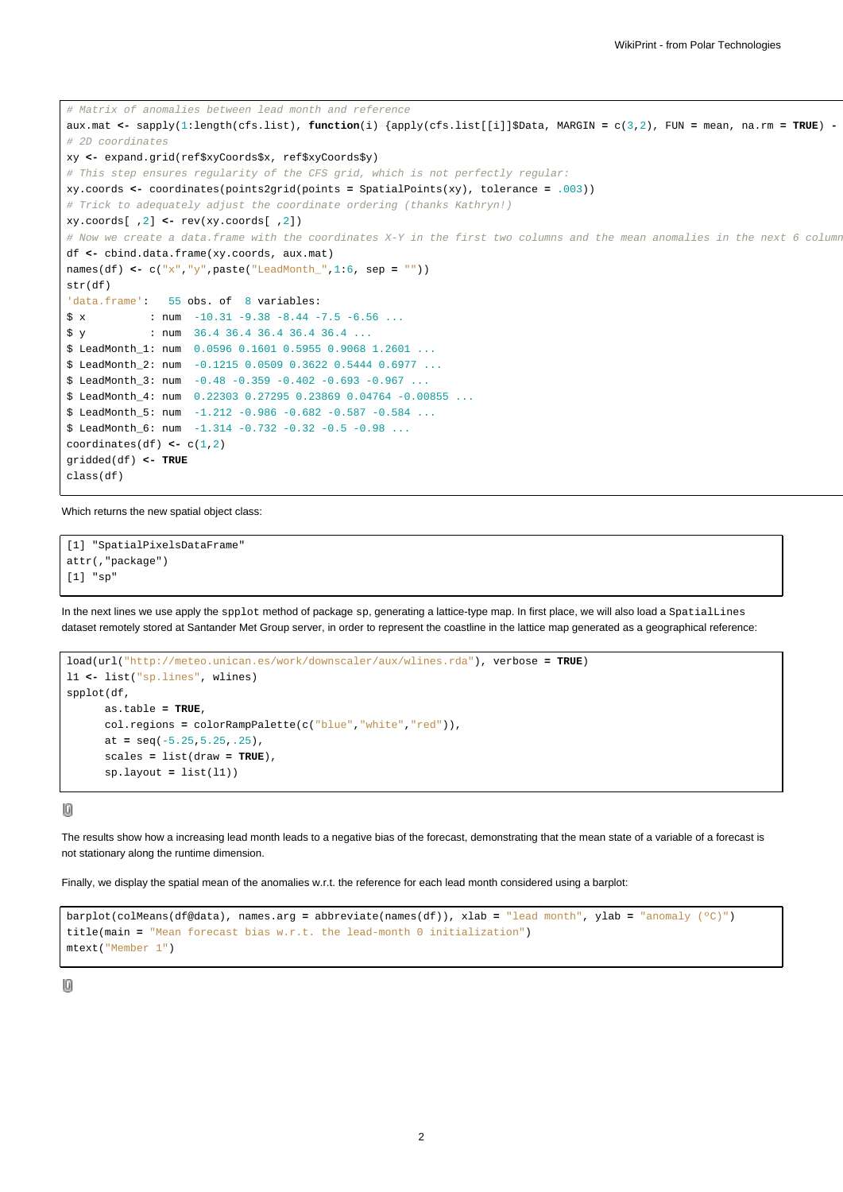```
# Matrix of anomalies between lead month and reference
aux.mat <- sapply(1:length(cfs.list), function(i) {apply(cfs.list[[i]]$Data, MARGIN = c(3,2), FUN = mean, na.rm = TRUE) -
# 2D coordinates
xy <- expand.grid(ref$xyCoords$x, ref$xyCoords$y)
# This step ensures regularity of the CFS grid, which is not perfectly regular:
xy.coords <- coordinates(points2grid(points = SpatialPoints(xy), tolerance = .003))
# Trick to adequately adjust the coordinate ordering (thanks Kathryn!)
xy.coords[ ,2] <- rev(xy.coords[ ,2])
# Now we create a data.frame with the coordinates X-Y in the first two columns and the mean anomalies in the next 6 column
df <- cbind.data.frame(xy.coords, aux.mat)
names(df) <- c("x","y",paste("LeadMonth_",1:6, sep = ""))
str(df)
'data.frame':   55 obs. of  8 variables:
$ x          : num  -10.31 -9.38 -8.44 -7.5 -6.56 ...
$ y          : num  36.4 36.4 36.4 36.4 36.4 ...
$ LeadMonth_1: num  0.0596 0.1601 0.5955 0.9068 1.2601 ...
$ LeadMonth_2: num  -0.1215 0.0509 0.3622 0.5444 0.6977 ...
$ LeadMonth_3: num  -0.48 -0.359 -0.402 -0.693 -0.967 ...
$ LeadMonth_4: num  0.22303 0.27295 0.23869 0.04764 -0.00855 ...
$ LeadMonth_5: num  -1.212 -0.986 -0.682 -0.587 -0.584 ...
$ LeadMonth_6: num  -1.314 -0.732 -0.32 -0.5 -0.98 ...
coordinates(df) <- c(1,2)
gridded(df) <- TRUE
class(df)
```

Which returns the new spatial object class:

```
[1] "SpatialPixelsDataFrame"
attr(,"package")
[1] "sp"
```

In the next lines we use apply the `spplot` method of package `sp`, generating a lattice-type map. In first place, we will also load a `SpatialLines` dataset remotely stored at Santander Met Group server, in order to represent the coastline in the lattice map generated as a geographical reference:

```
load(url("http://meteo.unican.es/work/downscaler/aux/wlines.rda"), verbose = TRUE)
l1 <- list("sp.lines", wlines)
spplot(df,
      as.table = TRUE,
      col.regions = colorRampPalette(c("blue","white","red")),
      at = seq(-5.25,5.25,.25),
      scales = list(draw = TRUE),
      sp.layout = list(l1))
```

The results show how a increasing lead month leads to a negative bias of the forecast, demonstrating that the mean state of a variable of a forecast is not stationary along the runtime dimension.

Finally, we display the spatial mean of the anomalies w.r.t. the reference for each lead month considered using a barplot:

```
barplot(colMeans(df@data), names.arg = abbreviate(names(df)), xlab = "lead month", ylab = "anomaly (ºC)")
title(main = "Mean forecast bias w.r.t. the lead-month 0 initialization")
mtext("Member 1")
```